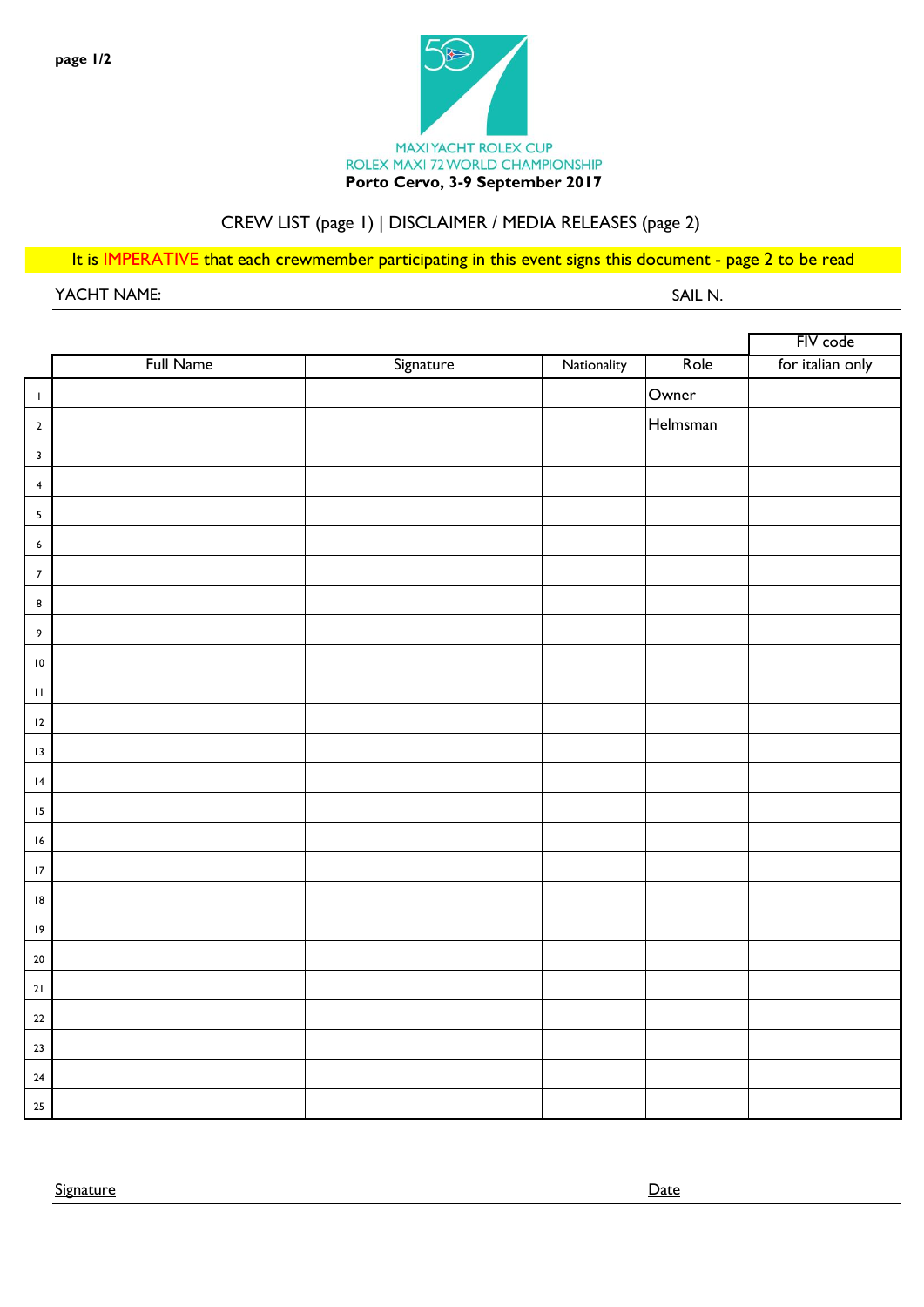MAXI YACHT ROLEX CUP
ROLEX MAXI 72 WORLD CHAMPIONSHIP
**Porto Cervo, 3-9 September 2017**

CREW LIST (page 1) | DISCLAIMER / MEDIA RELEASES (page 2)

It is IMPERATIVE that each crewmember participating in this event signs this document - page 2 to be read

YACHT NAME: SAIL N.

| | Full Name | Signature | Nationality | Role | FIV code for italian only |
|---|---|---|---|---|---|
| 1 | | | | Owner | |
| 2 | | | | Helmsman | |
| 3 | | | | | |
| 4 | | | | | |
| 5 | | | | | |
| 6 | | | | | |
| 7 | | | | | |
| 8 | | | | | |
| 9 | | | | | |
| 10 | | | | | |
| 11 | | | | | |
| 12 | | | | | |
| 13 | | | | | |
| 14 | | | | | |
| 15 | | | | | |
| 16 | | | | | |
| 17 | | | | | |
| 18 | | | | | |
| 19 | | | | | |
| 20 | | | | | |
| 21 | | | | | |
| 22 | | | | | |
| 23 | | | | | |
| 24 | | | | | |
| 25 | | | | | |

Signature Date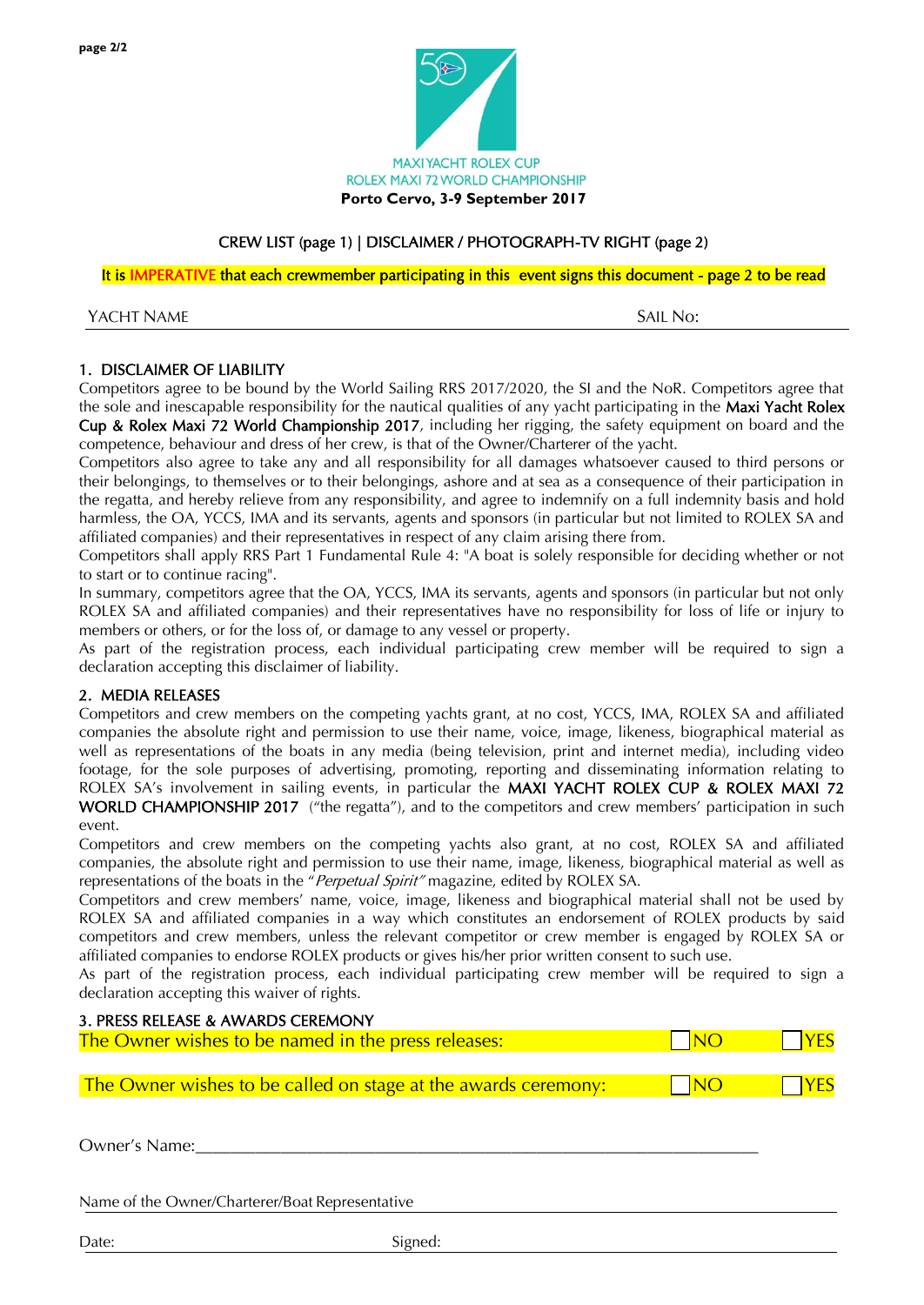MAXI YACHT ROLEX CUP
ROLEX MAXI 72 WORLD CHAMPIONSHIP
**Porto Cervo, 3-9 September 2017**

CREW LIST (page 1) | DISCLAIMER / PHOTOGRAPH-TV RIGHT (page 2)

It is IMPERATIVE that each crewmember participating in this event signs this document - page 2 to be read

YACHT NAME SAIL No:

## 1. DISCLAIMER OF LIABILITY

Competitors agree to be bound by the World Sailing RRS 2017/2020, the SI and the NoR. Competitors agree that the sole and inescapable responsibility for the nautical qualities of any yacht participating in the **Maxi Yacht Rolex Cup & Rolex Maxi 72 World Championship 2017**, including her rigging, the safety equipment on board and the competence, behaviour and dress of her crew, is that of the Owner/Charterer of the yacht.

Competitors also agree to take any and all responsibility for all damages whatsoever caused to third persons or their belongings, to themselves or to their belongings, ashore and at sea as a consequence of their participation in the regatta, and hereby relieve from any responsibility, and agree to indemnify on a full indemnity basis and hold harmless, the OA, YCCS, IMA and its servants, agents and sponsors (in particular but not limited to ROLEX SA and affiliated companies) and their representatives in respect of any claim arising there from.

Competitors shall apply RRS Part 1 Fundamental Rule 4: "A boat is solely responsible for deciding whether or not to start or to continue racing".

In summary, competitors agree that the OA, YCCS, IMA its servants, agents and sponsors (in particular but not only ROLEX SA and affiliated companies) and their representatives have no responsibility for loss of life or injury to members or others, or for the loss of, or damage to any vessel or property.

As part of the registration process, each individual participating crew member will be required to sign a declaration accepting this disclaimer of liability.

## 2. MEDIA RELEASES

Competitors and crew members on the competing yachts grant, at no cost, YCCS, IMA, ROLEX SA and affiliated companies the absolute right and permission to use their name, voice, image, likeness, biographical material as well as representations of the boats in any media (being television, print and internet media), including video footage, for the sole purposes of advertising, promoting, reporting and disseminating information relating to ROLEX SA's involvement in sailing events, in particular the **MAXI YACHT ROLEX CUP & ROLEX MAXI 72 WORLD CHAMPIONSHIP 2017** ("the regatta"), and to the competitors and crew members' participation in such event.

Competitors and crew members on the competing yachts also grant, at no cost, ROLEX SA and affiliated companies, the absolute right and permission to use their name, image, likeness, biographical material as well as representations of the boats in the "*Perpetual Spirit*" magazine, edited by ROLEX SA.

Competitors and crew members' name, voice, image, likeness and biographical material shall not be used by ROLEX SA and affiliated companies in a way which constitutes an endorsement of ROLEX products by said competitors and crew members, unless the relevant competitor or crew member is engaged by ROLEX SA or affiliated companies to endorse ROLEX products or gives his/her prior written consent to such use.

As part of the registration process, each individual participating crew member will be required to sign a declaration accepting this waiver of rights.

## 3. PRESS RELEASE & AWARDS CEREMONY

The Owner wishes to be named in the press releases: ☐ NO ☐ YES

The Owner wishes to be called on stage at the awards ceremony: ☐ NO ☐ YES

Owner's Name:\_\_\_\_\_\_\_\_\_\_\_\_\_\_\_\_\_\_\_\_\_\_\_\_\_\_\_\_\_\_\_\_\_\_\_\_\_\_\_\_\_\_\_\_\_\_\_\_\_\_\_\_\_\_\_\_

Name of the Owner/Charterer/Boat Representative

Date: Signed: